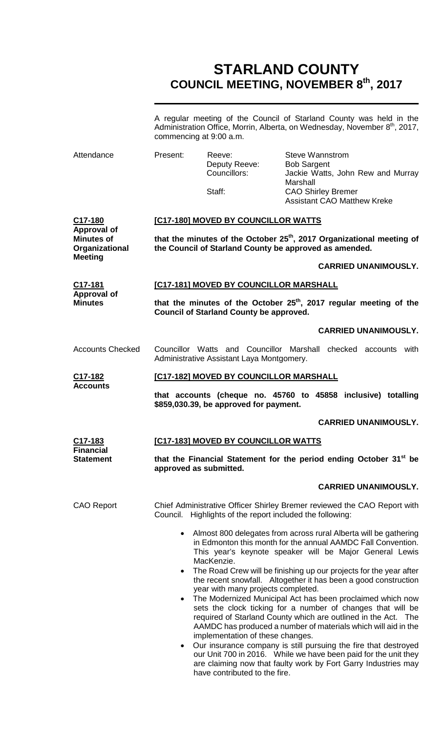# STARLAND COUNTY
## COUNCIL MEETING, NOVEMBER 8th, 2017

A regular meeting of the Council of Starland County was held in the Administration Office, Morrin, Alberta, on Wednesday, November 8th, 2017, commencing at 9:00 a.m.

**Attendance**

| | | |
|---|---|---|
| Present: | Reeve: | Steve Wannstrom |
| | Deputy Reeve: | Bob Sargent |
| | Councillors: | Jackie Watts, John Rew and Murray Marshall |
| | Staff: | CAO Shirley Bremer |
| | | Assistant CAO Matthew Kreke |

**C17-180 Approval of Minutes of Organizational Meeting**

**[C17-180] MOVED BY COUNCILLOR WATTS**

**that the minutes of the October 25th, 2017 Organizational meeting of the Council of Starland County be approved as amended.**

**CARRIED UNANIMOUSLY.**

**C17-181 Approval of Minutes**

**[C17-181] MOVED BY COUNCILLOR MARSHALL**

**that the minutes of the October 25th, 2017 regular meeting of the Council of Starland County be approved.**

**CARRIED UNANIMOUSLY.**

**Accounts Checked**

Councillor Watts and Councillor Marshall checked accounts with Administrative Assistant Laya Montgomery.

**C17-182 Accounts**

**[C17-182] MOVED BY COUNCILLOR MARSHALL**

**that accounts (cheque no. 45760 to 45858 inclusive) totalling \$859,030.39, be approved for payment.**

**CARRIED UNANIMOUSLY.**

**C17-183 Financial Statement**

**[C17-183] MOVED BY COUNCILLOR WATTS**

**that the Financial Statement for the period ending October 31st be approved as submitted.**

**CARRIED UNANIMOUSLY.**

**CAO Report**

Chief Administrative Officer Shirley Bremer reviewed the CAO Report with Council. Highlights of the report included the following:

- Almost 800 delegates from across rural Alberta will be gathering in Edmonton this month for the annual AAMDC Fall Convention. This year's keynote speaker will be Major General Lewis MacKenzie.
- The Road Crew will be finishing up our projects for the year after the recent snowfall. Altogether it has been a good construction year with many projects completed.
- The Modernized Municipal Act has been proclaimed which now sets the clock ticking for a number of changes that will be required of Starland County which are outlined in the Act. The AAMDC has produced a number of materials which will aid in the implementation of these changes.
- Our insurance company is still pursuing the fire that destroyed our Unit 700 in 2016. While we have been paid for the unit they are claiming now that faulty work by Fort Garry Industries may have contributed to the fire.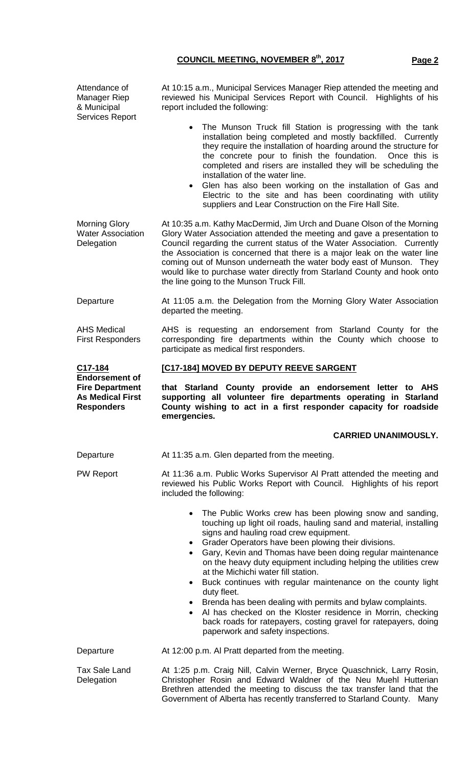Attendance of Manager Riep & Municipal Services Report

At 10:15 a.m., Municipal Services Manager Riep attended the meeting and reviewed his Municipal Services Report with Council. Highlights of his report included the following:

- The Munson Truck fill Station is progressing with the tank installation being completed and mostly backfilled. Currently they require the installation of hoarding around the structure for the concrete pour to finish the foundation. Once this is completed and risers are installed they will be scheduling the installation of the water line.
- Glen has also been working on the installation of Gas and Electric to the site and has been coordinating with utility suppliers and Lear Construction on the Fire Hall Site.

Morning Glory Water Association Delegation

At 10:35 a.m. Kathy MacDermid, Jim Urch and Duane Olson of the Morning Glory Water Association attended the meeting and gave a presentation to Council regarding the current status of the Water Association. Currently the Association is concerned that there is a major leak on the water line coming out of Munson underneath the water body east of Munson. They would like to purchase water directly from Starland County and hook onto the line going to the Munson Truck Fill.

Departure

At 11:05 a.m. the Delegation from the Morning Glory Water Association departed the meeting.

AHS Medical First Responders

AHS is requesting an endorsement from Starland County for the corresponding fire departments within the County which choose to participate as medical first responders.

**C17-184**
**Endorsement of Fire Department As Medical First Responders**

**[C17-184] MOVED BY DEPUTY REEVE SARGENT**

**that Starland County provide an endorsement letter to AHS supporting all volunteer fire departments operating in Starland County wishing to act in a first responder capacity for roadside emergencies.**

**CARRIED UNANIMOUSLY.**

Departure

At 11:35 a.m. Glen departed from the meeting.

PW Report

At 11:36 a.m. Public Works Supervisor Al Pratt attended the meeting and reviewed his Public Works Report with Council. Highlights of his report included the following:

- The Public Works crew has been plowing snow and sanding, touching up light oil roads, hauling sand and material, installing signs and hauling road crew equipment.
- Grader Operators have been plowing their divisions.
- Gary, Kevin and Thomas have been doing regular maintenance on the heavy duty equipment including helping the utilities crew at the Michichi water fill station.
- Buck continues with regular maintenance on the county light duty fleet.
- Brenda has been dealing with permits and bylaw complaints.
- Al has checked on the Kloster residence in Morrin, checking back roads for ratepayers, costing gravel for ratepayers, doing paperwork and safety inspections.

Departure

At 12:00 p.m. Al Pratt departed from the meeting.

Tax Sale Land Delegation

At 1:25 p.m. Craig Nill, Calvin Werner, Bryce Quaschnick, Larry Rosin, Christopher Rosin and Edward Waldner of the Neu Muehl Hutterian Brethren attended the meeting to discuss the tax transfer land that the Government of Alberta has recently transferred to Starland County. Many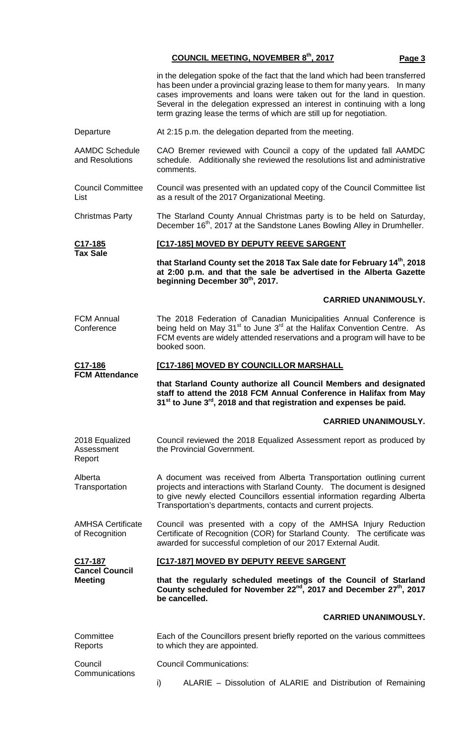in the delegation spoke of the fact that the land which had been transferred has been under a provincial grazing lease to them for many years. In many cases improvements and loans were taken out for the land in question. Several in the delegation expressed an interest in continuing with a long term grazing lease the terms of which are still up for negotiation.

**Departure**

At 2:15 p.m. the delegation departed from the meeting.

**AAMDC Schedule and Resolutions**

CAO Bremer reviewed with Council a copy of the updated fall AAMDC schedule. Additionally she reviewed the resolutions list and administrative comments.

**Council Committee List**

Council was presented with an updated copy of the Council Committee list as a result of the 2017 Organizational Meeting.

**Christmas Party**

The Starland County Annual Christmas party is to be held on Saturday, December 16th, 2017 at the Sandstone Lanes Bowling Alley in Drumheller.

**C17-185 Tax Sale**

**[C17-185] MOVED BY DEPUTY REEVE SARGENT**

**that Starland County set the 2018 Tax Sale date for February 14th, 2018 at 2:00 p.m. and that the sale be advertised in the Alberta Gazette beginning December 30th, 2017.**

**CARRIED UNANIMOUSLY.**

**FCM Annual Conference**

The 2018 Federation of Canadian Municipalities Annual Conference is being held on May 31st to June 3rd at the Halifax Convention Centre. As FCM events are widely attended reservations and a program will have to be booked soon.

**C17-186 FCM Attendance**

**[C17-186] MOVED BY COUNCILLOR MARSHALL**

**that Starland County authorize all Council Members and designated staff to attend the 2018 FCM Annual Conference in Halifax from May 31st to June 3rd, 2018 and that registration and expenses be paid.**

**CARRIED UNANIMOUSLY.**

**2018 Equalized Assessment Report**

Council reviewed the 2018 Equalized Assessment report as produced by the Provincial Government.

**Alberta Transportation**

A document was received from Alberta Transportation outlining current projects and interactions with Starland County. The document is designed to give newly elected Councillors essential information regarding Alberta Transportation's departments, contacts and current projects.

**AMHSA Certificate of Recognition**

Council was presented with a copy of the AMHSA Injury Reduction Certificate of Recognition (COR) for Starland County. The certificate was awarded for successful completion of our 2017 External Audit.

**C17-187 Cancel Council Meeting**

**[C17-187] MOVED BY DEPUTY REEVE SARGENT**

**that the regularly scheduled meetings of the Council of Starland County scheduled for November 22nd, 2017 and December 27th, 2017 be cancelled.**

**CARRIED UNANIMOUSLY.**

**Committee Reports**

Each of the Councillors present briefly reported on the various committees to which they are appointed.

**Council Communications**

Council Communications:

i) ALARIE – Dissolution of ALARIE and Distribution of Remaining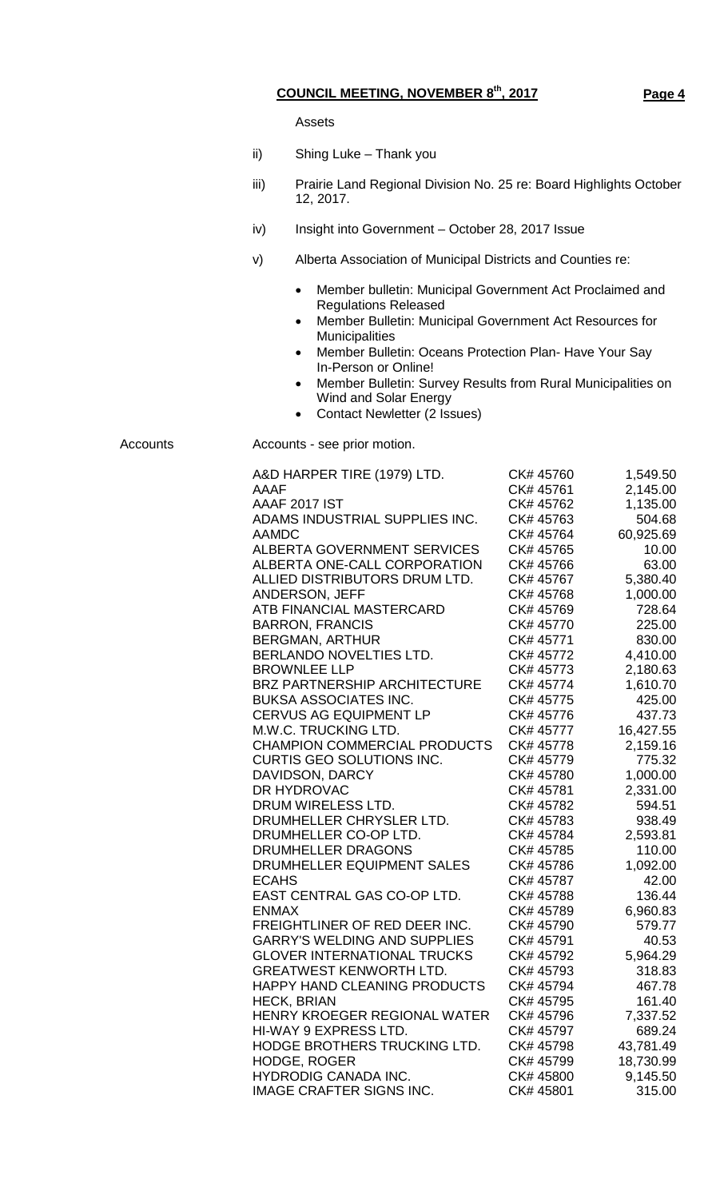Assets

ii) Shing Luke – Thank you

iii) Prairie Land Regional Division No. 25 re: Board Highlights October 12, 2017.

iv) Insight into Government – October 28, 2017 Issue

v) Alberta Association of Municipal Districts and Counties re:

- Member bulletin: Municipal Government Act Proclaimed and Regulations Released
- Member Bulletin: Municipal Government Act Resources for Municipalities
- Member Bulletin: Oceans Protection Plan- Have Your Say In-Person or Online!
- Member Bulletin: Survey Results from Rural Municipalities on Wind and Solar Energy
- Contact Newletter (2 Issues)

Accounts

Accounts - see prior motion.

| | | |
|---|---|---|
| A&D HARPER TIRE (1979) LTD. | CK# 45760 | 1,549.50 |
| AAAF | CK# 45761 | 2,145.00 |
| AAAF 2017 IST | CK# 45762 | 1,135.00 |
| ADAMS INDUSTRIAL SUPPLIES INC. | CK# 45763 | 504.68 |
| AAMDC | CK# 45764 | 60,925.69 |
| ALBERTA GOVERNMENT SERVICES | CK# 45765 | 10.00 |
| ALBERTA ONE-CALL CORPORATION | CK# 45766 | 63.00 |
| ALLIED DISTRIBUTORS DRUM LTD. | CK# 45767 | 5,380.40 |
| ANDERSON, JEFF | CK# 45768 | 1,000.00 |
| ATB FINANCIAL MASTERCARD | CK# 45769 | 728.64 |
| BARRON, FRANCIS | CK# 45770 | 225.00 |
| BERGMAN, ARTHUR | CK# 45771 | 830.00 |
| BERLANDO NOVELTIES LTD. | CK# 45772 | 4,410.00 |
| BROWNLEE LLP | CK# 45773 | 2,180.63 |
| BRZ PARTNERSHIP ARCHITECTURE | CK# 45774 | 1,610.70 |
| BUKSA ASSOCIATES INC. | CK# 45775 | 425.00 |
| CERVUS AG EQUIPMENT LP | CK# 45776 | 437.73 |
| M.W.C. TRUCKING LTD. | CK# 45777 | 16,427.55 |
| CHAMPION COMMERCIAL PRODUCTS | CK# 45778 | 2,159.16 |
| CURTIS GEO SOLUTIONS INC. | CK# 45779 | 775.32 |
| DAVIDSON, DARCY | CK# 45780 | 1,000.00 |
| DR HYDROVAC | CK# 45781 | 2,331.00 |
| DRUM WIRELESS LTD. | CK# 45782 | 594.51 |
| DRUMHELLER CHRYSLER LTD. | CK# 45783 | 938.49 |
| DRUMHELLER CO-OP LTD. | CK# 45784 | 2,593.81 |
| DRUMHELLER DRAGONS | CK# 45785 | 110.00 |
| DRUMHELLER EQUIPMENT SALES | CK# 45786 | 1,092.00 |
| ECAHS | CK# 45787 | 42.00 |
| EAST CENTRAL GAS CO-OP LTD. | CK# 45788 | 136.44 |
| ENMAX | CK# 45789 | 6,960.83 |
| FREIGHTLINER OF RED DEER INC. | CK# 45790 | 579.77 |
| GARRY'S WELDING AND SUPPLIES | CK# 45791 | 40.53 |
| GLOVER INTERNATIONAL TRUCKS | CK# 45792 | 5,964.29 |
| GREATWEST KENWORTH LTD. | CK# 45793 | 318.83 |
| HAPPY HAND CLEANING PRODUCTS | CK# 45794 | 467.78 |
| HECK, BRIAN | CK# 45795 | 161.40 |
| HENRY KROEGER REGIONAL WATER | CK# 45796 | 7,337.52 |
| HI-WAY 9 EXPRESS LTD. | CK# 45797 | 689.24 |
| HODGE BROTHERS TRUCKING LTD. | CK# 45798 | 43,781.49 |
| HODGE, ROGER | CK# 45799 | 18,730.99 |
| HYDRODIG CANADA INC. | CK# 45800 | 9,145.50 |
| IMAGE CRAFTER SIGNS INC. | CK# 45801 | 315.00 |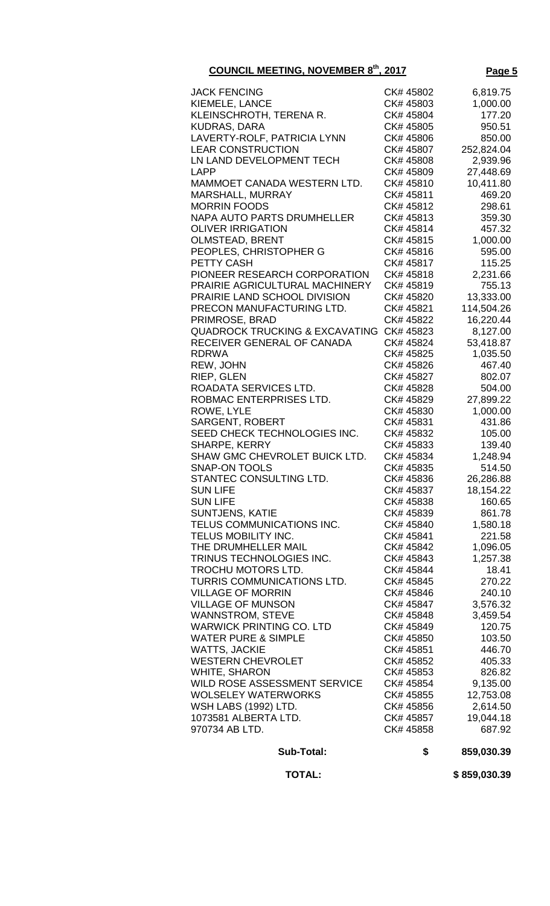**COUNCIL MEETING, NOVEMBER 8th, 2017**

| | | |
|---|---|---|
| JACK FENCING | CK# 45802 | 6,819.75 |
| KIEMELE, LANCE | CK# 45803 | 1,000.00 |
| KLEINSCHROTH, TERENA R. | CK# 45804 | 177.20 |
| KUDRAS, DARA | CK# 45805 | 950.51 |
| LAVERTY-ROLF, PATRICIA LYNN | CK# 45806 | 850.00 |
| LEAR CONSTRUCTION | CK# 45807 | 252,824.04 |
| LN LAND DEVELOPMENT TECH | CK# 45808 | 2,939.96 |
| LAPP | CK# 45809 | 27,448.69 |
| MAMMOET CANADA WESTERN LTD. | CK# 45810 | 10,411.80 |
| MARSHALL, MURRAY | CK# 45811 | 469.20 |
| MORRIN FOODS | CK# 45812 | 298.61 |
| NAPA AUTO PARTS DRUMHELLER | CK# 45813 | 359.30 |
| OLIVER IRRIGATION | CK# 45814 | 457.32 |
| OLMSTEAD, BRENT | CK# 45815 | 1,000.00 |
| PEOPLES, CHRISTOPHER G | CK# 45816 | 595.00 |
| PETTY CASH | CK# 45817 | 115.25 |
| PIONEER RESEARCH CORPORATION | CK# 45818 | 2,231.66 |
| PRAIRIE AGRICULTURAL MACHINERY | CK# 45819 | 755.13 |
| PRAIRIE LAND SCHOOL DIVISION | CK# 45820 | 13,333.00 |
| PRECON MANUFACTURING LTD. | CK# 45821 | 114,504.26 |
| PRIMROSE, BRAD | CK# 45822 | 16,220.44 |
| QUADROCK TRUCKING & EXCAVATING | CK# 45823 | 8,127.00 |
| RECEIVER GENERAL OF CANADA | CK# 45824 | 53,418.87 |
| RDRWA | CK# 45825 | 1,035.50 |
| REW, JOHN | CK# 45826 | 467.40 |
| RIEP, GLEN | CK# 45827 | 802.07 |
| ROADATA SERVICES LTD. | CK# 45828 | 504.00 |
| ROBMAC ENTERPRISES LTD. | CK# 45829 | 27,899.22 |
| ROWE, LYLE | CK# 45830 | 1,000.00 |
| SARGENT, ROBERT | CK# 45831 | 431.86 |
| SEED CHECK TECHNOLOGIES INC. | CK# 45832 | 105.00 |
| SHARPE, KERRY | CK# 45833 | 139.40 |
| SHAW GMC CHEVROLET BUICK LTD. | CK# 45834 | 1,248.94 |
| SNAP-ON TOOLS | CK# 45835 | 514.50 |
| STANTEC CONSULTING LTD. | CK# 45836 | 26,286.88 |
| SUN LIFE | CK# 45837 | 18,154.22 |
| SUN LIFE | CK# 45838 | 160.65 |
| SUNTJENS, KATIE | CK# 45839 | 861.78 |
| TELUS COMMUNICATIONS INC. | CK# 45840 | 1,580.18 |
| TELUS MOBILITY INC. | CK# 45841 | 221.58 |
| THE DRUMHELLER MAIL | CK# 45842 | 1,096.05 |
| TRINUS TECHNOLOGIES INC. | CK# 45843 | 1,257.38 |
| TROCHU MOTORS LTD. | CK# 45844 | 18.41 |
| TURRIS COMMUNICATIONS LTD. | CK# 45845 | 270.22 |
| VILLAGE OF MORRIN | CK# 45846 | 240.10 |
| VILLAGE OF MUNSON | CK# 45847 | 3,576.32 |
| WANNSTROM, STEVE | CK# 45848 | 3,459.54 |
| WARWICK PRINTING CO. LTD | CK# 45849 | 120.75 |
| WATER PURE & SIMPLE | CK# 45850 | 103.50 |
| WATTS, JACKIE | CK# 45851 | 446.70 |
| WESTERN CHEVROLET | CK# 45852 | 405.33 |
| WHITE, SHARON | CK# 45853 | 826.82 |
| WILD ROSE ASSESSMENT SERVICE | CK# 45854 | 9,135.00 |
| WOLSELEY WATERWORKS | CK# 45855 | 12,753.08 |
| WSH LABS (1992) LTD. | CK# 45856 | 2,614.50 |
| 1073581 ALBERTA LTD. | CK# 45857 | 19,044.18 |
| 970734 AB LTD. | CK# 45858 | 687.92 |
| **Sub-Total:** | **$** | **859,030.39** |
| **TOTAL:** | | **$ 859,030.39** |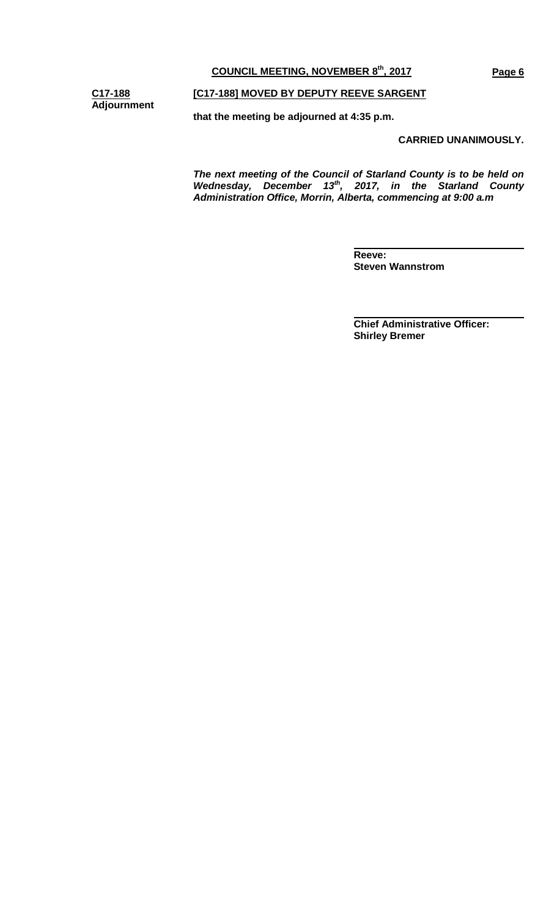**C17-188**
**Adjournment**

**[C17-188] MOVED BY DEPUTY REEVE SARGENT**

**that the meeting be adjourned at 4:35 p.m.**

**CARRIED UNANIMOUSLY.**

***The next meeting of the Council of Starland County is to be held on Wednesday, December 13th, 2017, in the Starland County Administration Office, Morrin, Alberta, commencing at 9:00 a.m***

**Reeve:**
**Steven Wannstrom**

**Chief Administrative Officer:**
**Shirley Bremer**